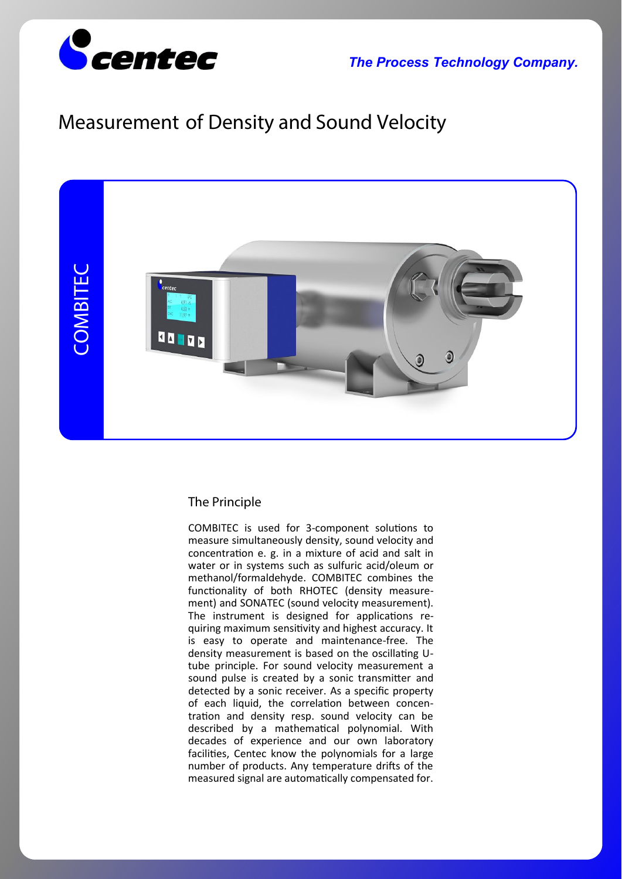centec

*The Process Technology Company.*

# Measurement of Density and Sound Velocity

COMBITEC

## The Principle

COMBITEC is used for 3-component solutions to measure simultaneously density, sound velocity and concentration e. g. in a mixture of acid and salt in water or in systems such as sulfuric acid/oleum or methanol/formaldehyde. COMBITEC combines the functionality of both RHOTEC (density measurement) and SONATEC (sound velocity measurement). The instrument is designed for applications requiring maximum sensitivity and highest accuracy. It is easy to operate and maintenance-free. The density measurement is based on the oscillating U-tube principle. For sound velocity measurement a sound pulse is created by a sonic transmitter and detected by a sonic receiver. As a specific property of each liquid, the correlation between concentration and density resp. sound velocity can be described by a mathematical polynomial. With decades of experience and our own laboratory facilities, Centec know the polynomials for a large number of products. Any temperature drifts of the measured signal are automatically compensated for.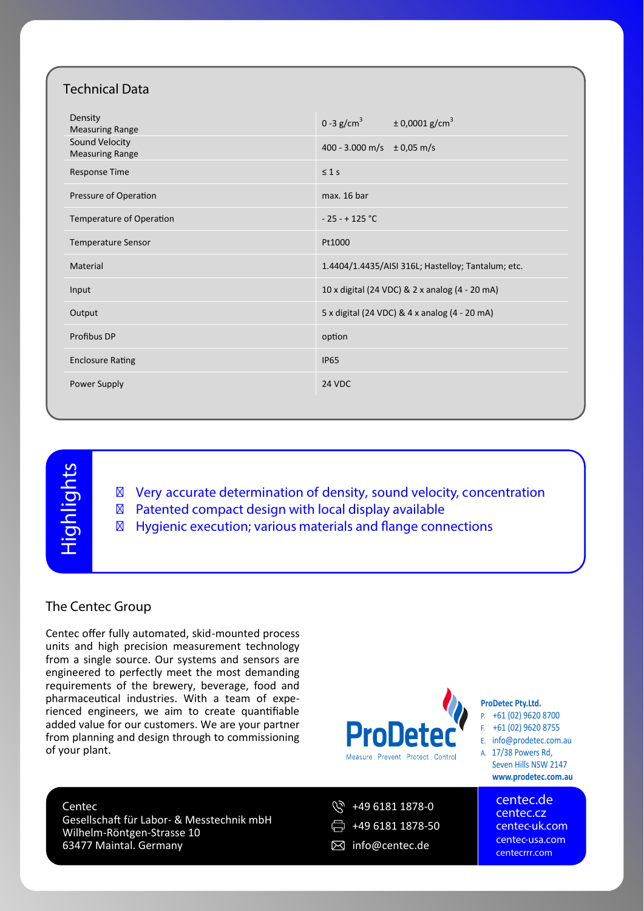## Technical Data

| | |
|---|---|
| Density Measuring Range | 0 -3 g/cm$^3$ ± 0,0001 g/cm$^3$ |
| Sound Velocity Measuring Range | 400 - 3.000 m/s ± 0,05 m/s |
| Response Time | ≤ 1 s |
| Pressure of Operation | max. 16 bar |
| Temperature of Operation | - 25 - + 125 °C |
| Temperature Sensor | Pt1000 |
| Material | 1.4404/1.4435/AISI 316L; Hastelloy; Tantalum; etc. |
| Input | 10 x digital (24 VDC) & 2 x analog (4 - 20 mA) |
| Output | 5 x digital (24 VDC) & 4 x analog (4 - 20 mA) |
| Profibus DP | option |
| Enclosure Rating | IP65 |
| Power Supply | 24 VDC |

## Highlights

- Very accurate determination of density, sound velocity, concentration
- Patented compact design with local display available
- Hygienic execution; various materials and flange connections

## The Centec Group

Centec offer fully automated, skid-mounted process units and high precision measurement technology from a single source. Our systems and sensors are engineered to perfectly meet the most demanding requirements of the brewery, beverage, food and pharmaceutical industries. With a team of experienced engineers, we aim to create quantifiable added value for our customers. We are your partner from planning and design through to commissioning of your plant.

ProDetec
Measure . Prevent . Protect . Control

**ProDetec Pty.Ltd.**
P. +61 (02) 9620 8700
F. +61 (02) 9620 8755
E. info@prodetec.com.au
A. 17/38 Powers Rd,
Seven Hills NSW 2147
**www.prodetec.com.au**

Centec
Gesellschaft für Labor- & Messtechnik mbH
Wilhelm-Röntgen-Strasse 10
63477 Maintal. Germany

+49 6181 1878-0
+49 6181 1878-50
info@centec.de

centec.de
centec.cz
centec-uk.com
centec-usa.com
centecrrr.com